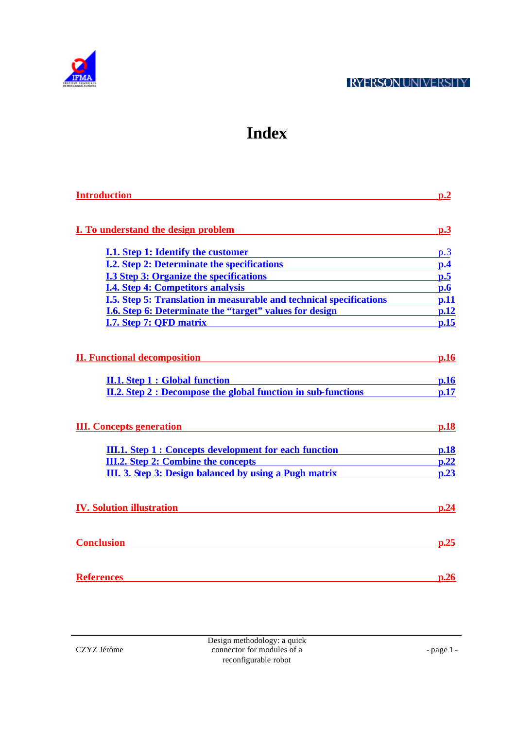# Index

| | |
|---|---|
| Introduction | p.2 |
| I. To understand the design problem | p.3 |
| I.1. Step 1: Identify the customer | p.3 |
| I.2. Step 2: Determinate the specifications | p.4 |
| I.3 Step 3: Organize the specifications | p.5 |
| I.4. Step 4: Competitors analysis | p.6 |
| I.5. Step 5: Translation in measurable and technical specifications | p.11 |
| I.6. Step 6: Determinate the “target” values for design | p.12 |
| I.7. Step 7: QFD matrix | p.15 |
| II. Functional decomposition | p.16 |
| II.1. Step 1 : Global function | p.16 |
| II.2. Step 2 : Decompose the global function in sub-functions | p.17 |
| III. Concepts generation | p.18 |
| III.1. Step 1 : Concepts development for each function | p.18 |
| III.2. Step 2: Combine the concepts | p.22 |
| III. 3. Step 3: Design balanced by using a Pugh matrix | p.23 |
| IV. Solution illustration | p.24 |
| Conclusion | p.25 |
| References | p.26 |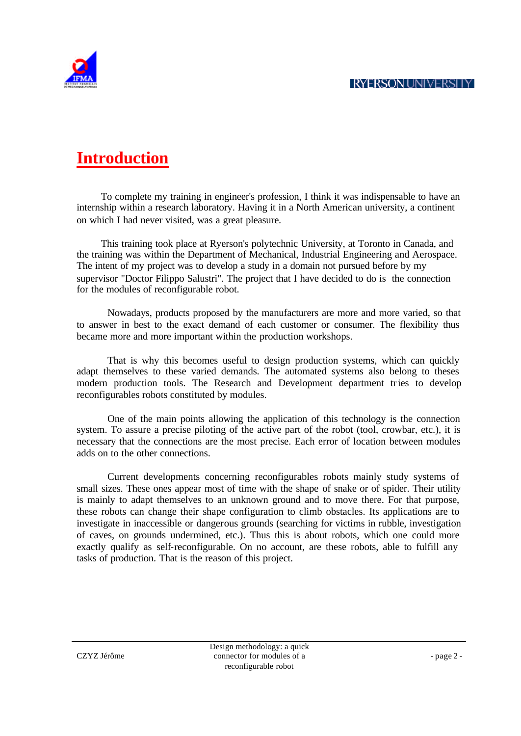# Introduction

To complete my training in engineer's profession, I think it was indispensable to have an internship within a research laboratory. Having it in a North American university, a continent on which I had never visited, was a great pleasure.

This training took place at Ryerson's polytechnic University, at Toronto in Canada, and the training was within the Department of Mechanical, Industrial Engineering and Aerospace. The intent of my project was to develop a study in a domain not pursued before by my supervisor "Doctor Filippo Salustri". The project that I have decided to do is the connection for the modules of reconfigurable robot.

Nowadays, products proposed by the manufacturers are more and more varied, so that to answer in best to the exact demand of each customer or consumer. The flexibility thus became more and more important within the production workshops.

That is why this becomes useful to design production systems, which can quickly adapt themselves to these varied demands. The automated systems also belong to theses modern production tools. The Research and Development department tries to develop reconfigurables robots constituted by modules.

One of the main points allowing the application of this technology is the connection system. To assure a precise piloting of the active part of the robot (tool, crowbar, etc.), it is necessary that the connections are the most precise. Each error of location between modules adds on to the other connections.

Current developments concerning reconfigurables robots mainly study systems of small sizes. These ones appear most of time with the shape of snake or of spider. Their utility is mainly to adapt themselves to an unknown ground and to move there. For that purpose, these robots can change their shape configuration to climb obstacles. Its applications are to investigate in inaccessible or dangerous grounds (searching for victims in rubble, investigation of caves, on grounds undermined, etc.). Thus this is about robots, which one could more exactly qualify as self-reconfigurable. On no account, are these robots, able to fulfill any tasks of production. That is the reason of this project.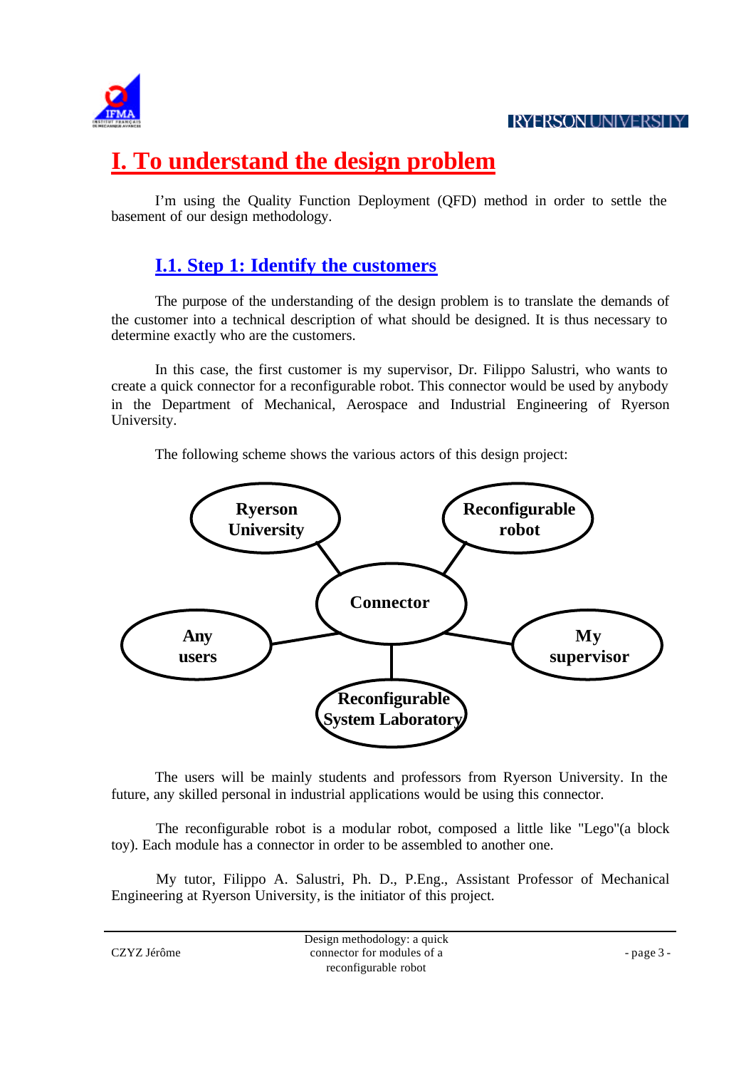# I. To understand the design problem

I'm using the Quality Function Deployment (QFD) method in order to settle the basement of our design methodology.

## I.1. Step 1: Identify the customers

The purpose of the understanding of the design problem is to translate the demands of the customer into a technical description of what should be designed. It is thus necessary to determine exactly who are the customers.

In this case, the first customer is my supervisor, Dr. Filippo Salustri, who wants to create a quick connector for a reconfigurable robot. This connector would be used by anybody in the Department of Mechanical, Aerospace and Industrial Engineering of Ryerson University.

The following scheme shows the various actors of this design project:

Ryerson University

Reconfigurable robot

Connector

Any users

My supervisor

Reconfigurable System Laboratory

The users will be mainly students and professors from Ryerson University. In the future, any skilled personal in industrial applications would be using this connector.

The reconfigurable robot is a modular robot, composed a little like "Lego"(a block toy). Each module has a connector in order to be assembled to another one.

My tutor, Filippo A. Salustri, Ph. D., P.Eng., Assistant Professor of Mechanical Engineering at Ryerson University, is the initiator of this project.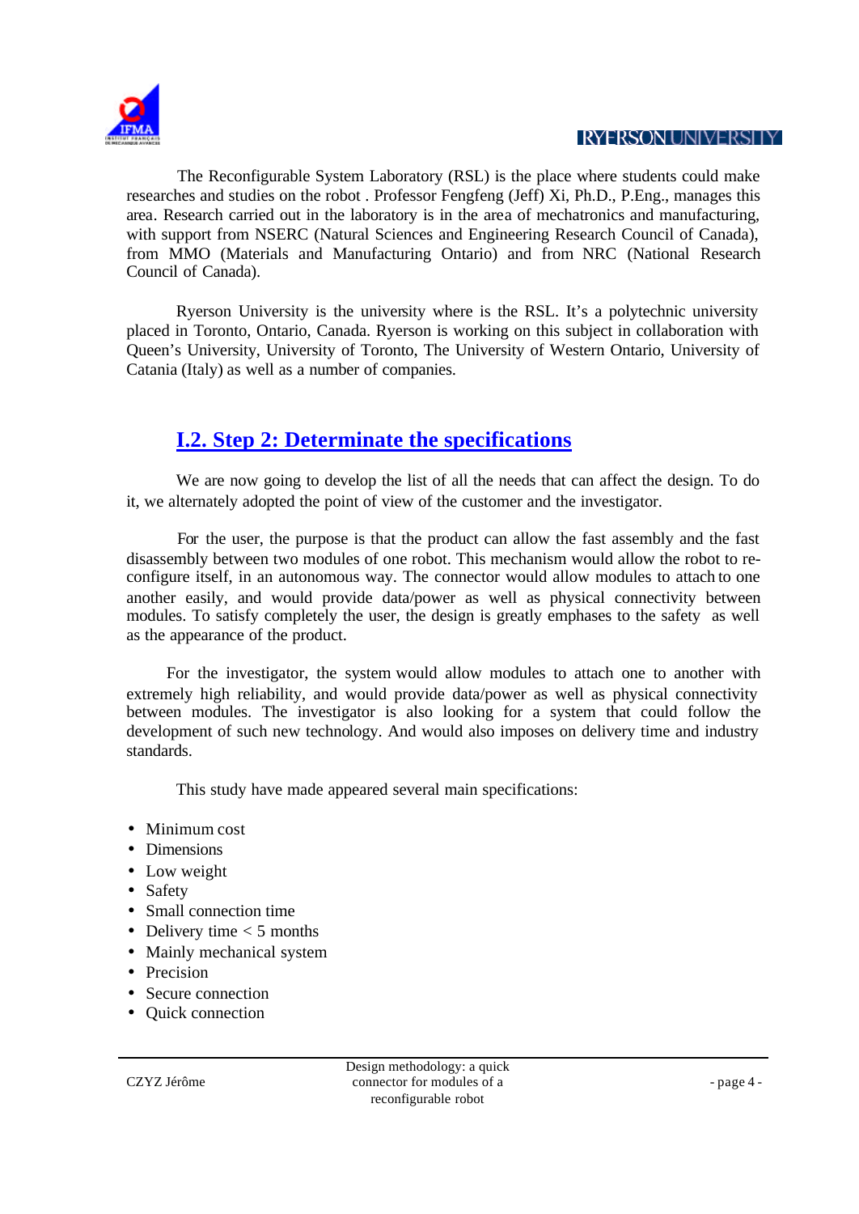The Reconfigurable System Laboratory (RSL) is the place where students could make researches and studies on the robot . Professor Fengfeng (Jeff) Xi, Ph.D., P.Eng., manages this area. Research carried out in the laboratory is in the area of mechatronics and manufacturing, with support from NSERC (Natural Sciences and Engineering Research Council of Canada), from MMO (Materials and Manufacturing Ontario) and from NRC (National Research Council of Canada).

Ryerson University is the university where is the RSL. It's a polytechnic university placed in Toronto, Ontario, Canada. Ryerson is working on this subject in collaboration with Queen's University, University of Toronto, The University of Western Ontario, University of Catania (Italy) as well as a number of companies.

## I.2. Step 2: Determinate the specifications

We are now going to develop the list of all the needs that can affect the design. To do it, we alternately adopted the point of view of the customer and the investigator.

For the user, the purpose is that the product can allow the fast assembly and the fast disassembly between two modules of one robot. This mechanism would allow the robot to re-configure itself, in an autonomous way. The connector would allow modules to attach to one another easily, and would provide data/power as well as physical connectivity between modules. To satisfy completely the user, the design is greatly emphases to the safety as well as the appearance of the product.

For the investigator, the system would allow modules to attach one to another with extremely high reliability, and would provide data/power as well as physical connectivity between modules. The investigator is also looking for a system that could follow the development of such new technology. And would also imposes on delivery time and industry standards.

This study have made appeared several main specifications:

- Minimum cost
- Dimensions
- Low weight
- Safety
- Small connection time
- Delivery time < 5 months
- Mainly mechanical system
- Precision
- Secure connection
- Quick connection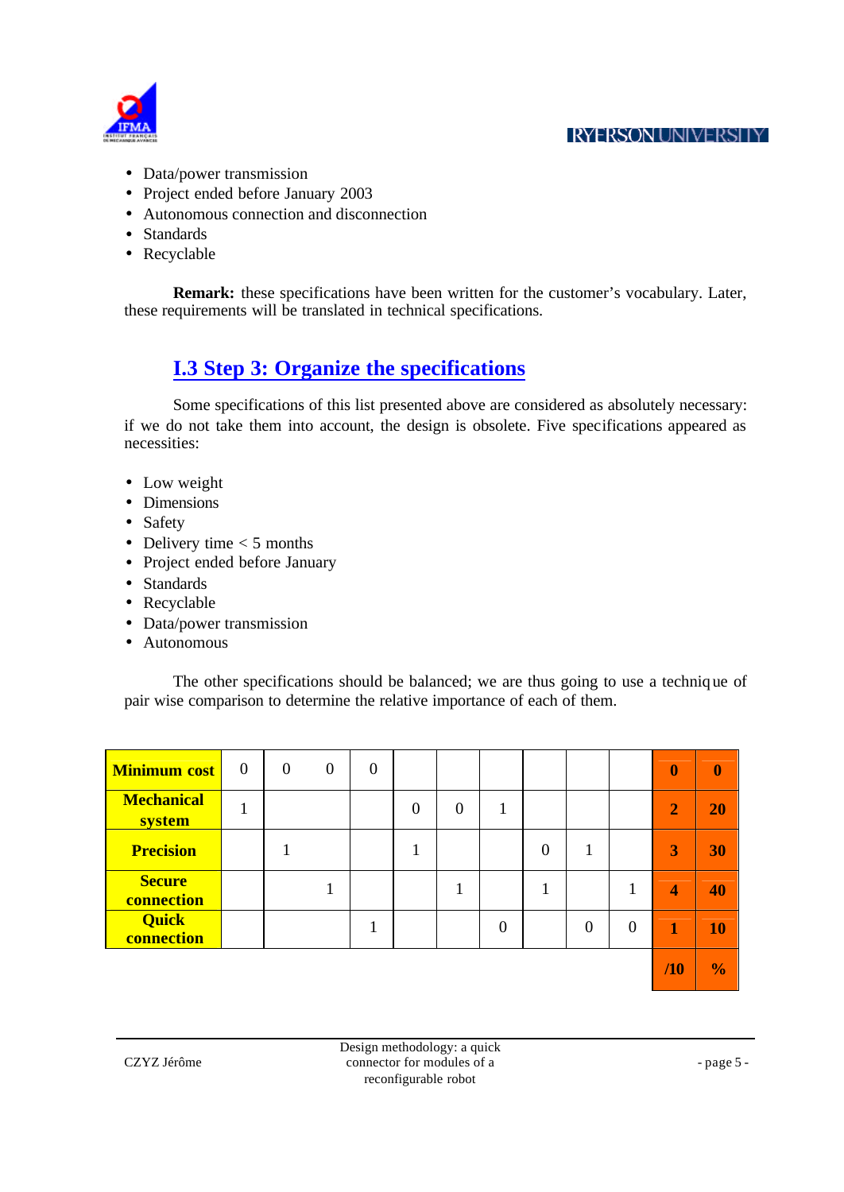- Data/power transmission
- Project ended before January 2003
- Autonomous connection and disconnection
- Standards
- Recyclable

**Remark:** these specifications have been written for the customer's vocabulary. Later, these requirements will be translated in technical specifications.

## I.3 Step 3: Organize the specifications

Some specifications of this list presented above are considered as absolutely necessary: if we do not take them into account, the design is obsolete. Five specifications appeared as necessities:

- Low weight
- Dimensions
- Safety
- Delivery time < 5 months
- Project ended before January
- Standards
- Recyclable
- Data/power transmission
- Autonomous

The other specifications should be balanced; we are thus going to use a technique of pair wise comparison to determine the relative importance of each of them.

| | | | | | | | | | | | | |
|---|---|---|---|---|---|---|---|---|---|---|---|---|
| **Minimum cost** | 0 | 0 | 0 | 0 | | | | | | | **0** | **0** |
| **Mechanical system** | 1 | | | | 0 | 0 | 1 | | | | **2** | **20** |
| **Precision** | | 1 | | | 1 | | | 0 | 1 | | **3** | **30** |
| **Secure connection** | | | 1 | | | 1 | | 1 | | 1 | **4** | **40** |
| **Quick connection** | | | | 1 | | | 0 | | 0 | 0 | **1** | **10** |
| | | | | | | | | | | | **/10** | **%** |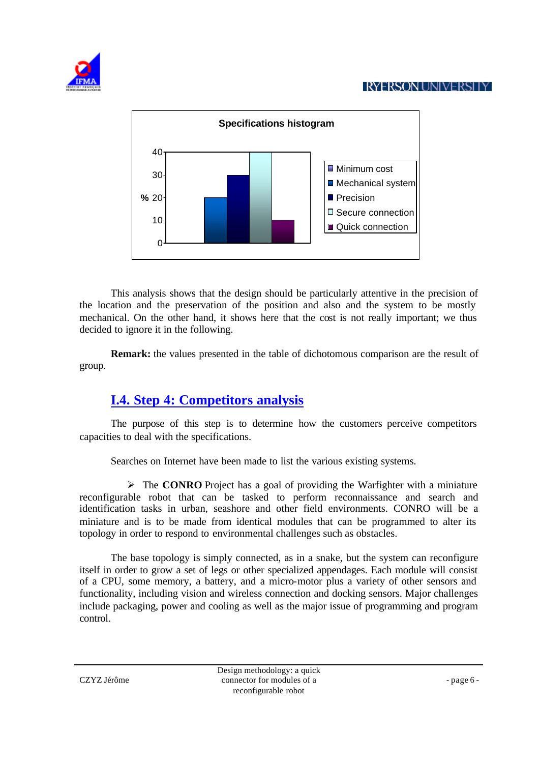Specifications histogram

40
30
% 20
10
0

Minimum cost
Mechanical system
Precision
Secure connection
Quick connection

This analysis shows that the design should be particularly attentive in the precision of the location and the preservation of the position and also and the system to be mostly mechanical. On the other hand, it shows here that the cost is not really important; we thus decided to ignore it in the following.

**Remark:** the values presented in the table of dichotomous comparison are the result of group.

## I.4. Step 4: Competitors analysis

The purpose of this step is to determine how the customers perceive competitors capacities to deal with the specifications.

Searches on Internet have been made to list the various existing systems.

- The **CONRO** Project has a goal of providing the Warfighter with a miniature reconfigurable robot that can be tasked to perform reconnaissance and search and identification tasks in urban, seashore and other field environments. CONRO will be a miniature and is to be made from identical modules that can be programmed to alter its topology in order to respond to environmental challenges such as obstacles.

The base topology is simply connected, as in a snake, but the system can reconfigure itself in order to grow a set of legs or other specialized appendages. Each module will consist of a CPU, some memory, a battery, and a micro-motor plus a variety of other sensors and functionality, including vision and wireless connection and docking sensors. Major challenges include packaging, power and cooling as well as the major issue of programming and program control.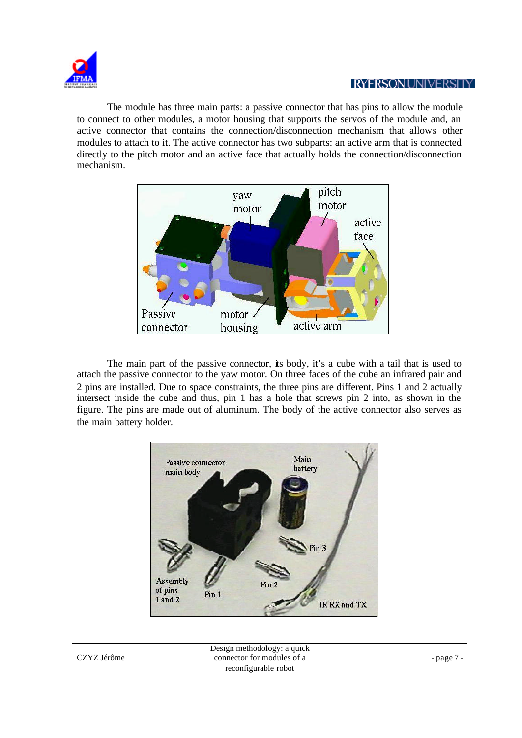The module has three main parts: a passive connector that has pins to allow the module to connect to other modules, a motor housing that supports the servos of the module and, an active connector that contains the connection/disconnection mechanism that allows other modules to attach to it. The active connector has two subparts: an active arm that is connected directly to the pitch motor and an active face that actually holds the connection/disconnection mechanism.

yaw motor

pitch motor

active face

Passive connector

motor housing

active arm

The main part of the passive connector, its body, it's a cube with a tail that is used to attach the passive connector to the yaw motor. On three faces of the cube an infrared pair and 2 pins are installed. Due to space constraints, the three pins are different. Pins 1 and 2 actually intersect inside the cube and thus, pin 1 has a hole that screws pin 2 into, as shown in the figure. The pins are made out of aluminum. The body of the active connector also serves as the main battery holder.

Passive connector main body

Main battery

Pin 3

Assembly of pins 1 and 2

Pin 1

Pin 2

IR RX and TX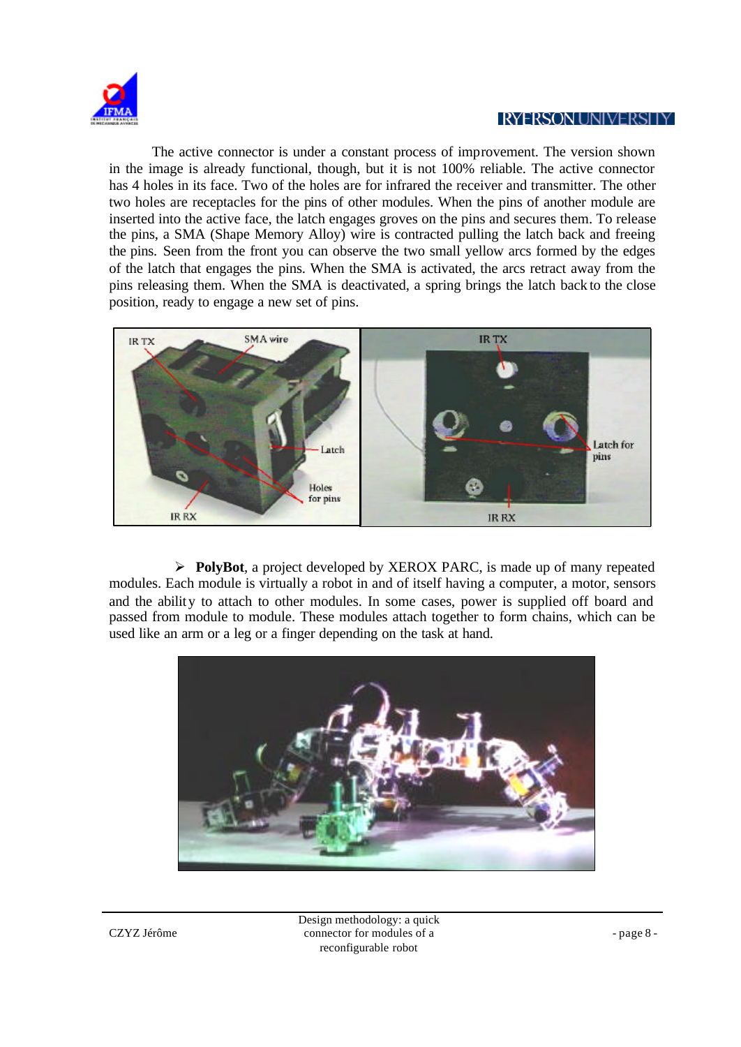The active connector is under a constant process of improvement. The version shown in the image is already functional, though, but it is not 100% reliable. The active connector has 4 holes in its face. Two of the holes are for infrared the receiver and transmitter. The other two holes are receptacles for the pins of other modules. When the pins of another module are inserted into the active face, the latch engages groves on the pins and secures them. To release the pins, a SMA (Shape Memory Alloy) wire is contracted pulling the latch back and freeing the pins. Seen from the front you can observe the two small yellow arcs formed by the edges of the latch that engages the pins. When the SMA is activated, the arcs retract away from the pins releasing them. When the SMA is deactivated, a spring brings the latch back to the close position, ready to engage a new set of pins.

IR TX
SMA wire
Latch
Holes for pins
IR RX

IR TX
Latch for pins
IR RX

- **PolyBot**, a project developed by XEROX PARC, is made up of many repeated modules. Each module is virtually a robot in and of itself having a computer, a motor, sensors and the ability to attach to other modules. In some cases, power is supplied off board and passed from module to module. These modules attach together to form chains, which can be used like an arm or a leg or a finger depending on the task at hand.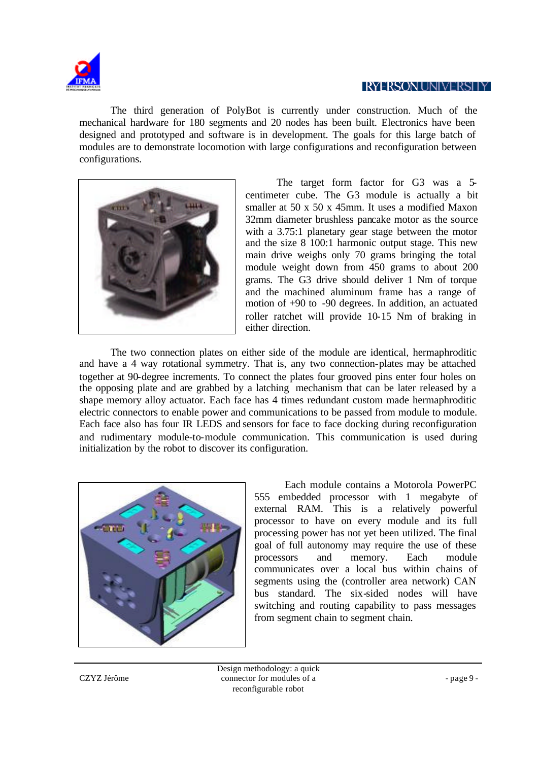The third generation of PolyBot is currently under construction. Much of the mechanical hardware for 180 segments and 20 nodes has been built. Electronics have been designed and prototyped and software is in development. The goals for this large batch of modules are to demonstrate locomotion with large configurations and reconfiguration between configurations.

The target form factor for G3 was a 5-centimeter cube. The G3 module is actually a bit smaller at 50 x 50 x 45mm. It uses a modified Maxon 32mm diameter brushless pancake motor as the source with a 3.75:1 planetary gear stage between the motor and the size 8 100:1 harmonic output stage. This new main drive weighs only 70 grams bringing the total module weight down from 450 grams to about 200 grams. The G3 drive should deliver 1 Nm of torque and the machined aluminum frame has a range of motion of +90 to -90 degrees. In addition, an actuated roller ratchet will provide 10-15 Nm of braking in either direction.

The two connection plates on either side of the module are identical, hermaphroditic and have a 4 way rotational symmetry. That is, any two connection-plates may be attached together at 90-degree increments. To connect the plates four grooved pins enter four holes on the opposing plate and are grabbed by a latching mechanism that can be later released by a shape memory alloy actuator. Each face has 4 times redundant custom made hermaphroditic electric connectors to enable power and communications to be passed from module to module. Each face also has four IR LEDS and sensors for face to face docking during reconfiguration and rudimentary module-to-module communication. This communication is used during initialization by the robot to discover its configuration.

Each module contains a Motorola PowerPC 555 embedded processor with 1 megabyte of external RAM. This is a relatively powerful processor to have on every module and its full processing power has not yet been utilized. The final goal of full autonomy may require the use of these processors and memory. Each module communicates over a local bus within chains of segments using the (controller area network) CAN bus standard. The six-sided nodes will have switching and routing capability to pass messages from segment chain to segment chain.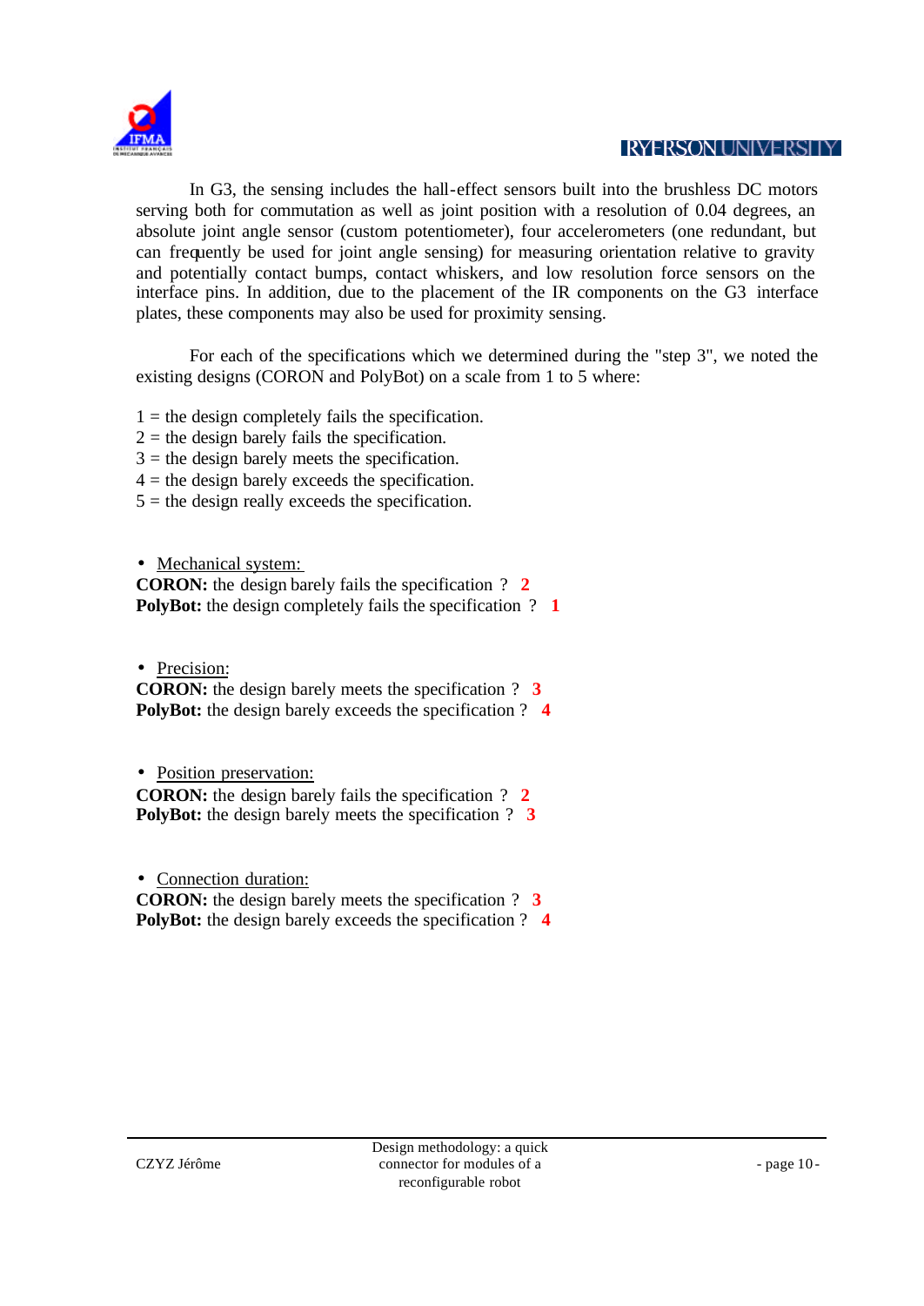In G3, the sensing includes the hall-effect sensors built into the brushless DC motors serving both for commutation as well as joint position with a resolution of 0.04 degrees, an absolute joint angle sensor (custom potentiometer), four accelerometers (one redundant, but can frequently be used for joint angle sensing) for measuring orientation relative to gravity and potentially contact bumps, contact whiskers, and low resolution force sensors on the interface pins. In addition, due to the placement of the IR components on the G3 interface plates, these components may also be used for proximity sensing.

For each of the specifications which we determined during the "step 3", we noted the existing designs (CORON and PolyBot) on a scale from 1 to 5 where:

1 = the design completely fails the specification.
2 = the design barely fails the specification.
3 = the design barely meets the specification.
4 = the design barely exceeds the specification.
5 = the design really exceeds the specification.

- Mechanical system:

**CORON:** the design barely fails the specification ? **2**
**PolyBot:** the design completely fails the specification ? **1**

- Precision:

**CORON:** the design barely meets the specification ? **3**
**PolyBot:** the design barely exceeds the specification ? **4**

- Position preservation:

**CORON:** the design barely fails the specification ? **2**
**PolyBot:** the design barely meets the specification ? **3**

- Connection duration:

**CORON:** the design barely meets the specification ? **3**
**PolyBot:** the design barely exceeds the specification ? **4**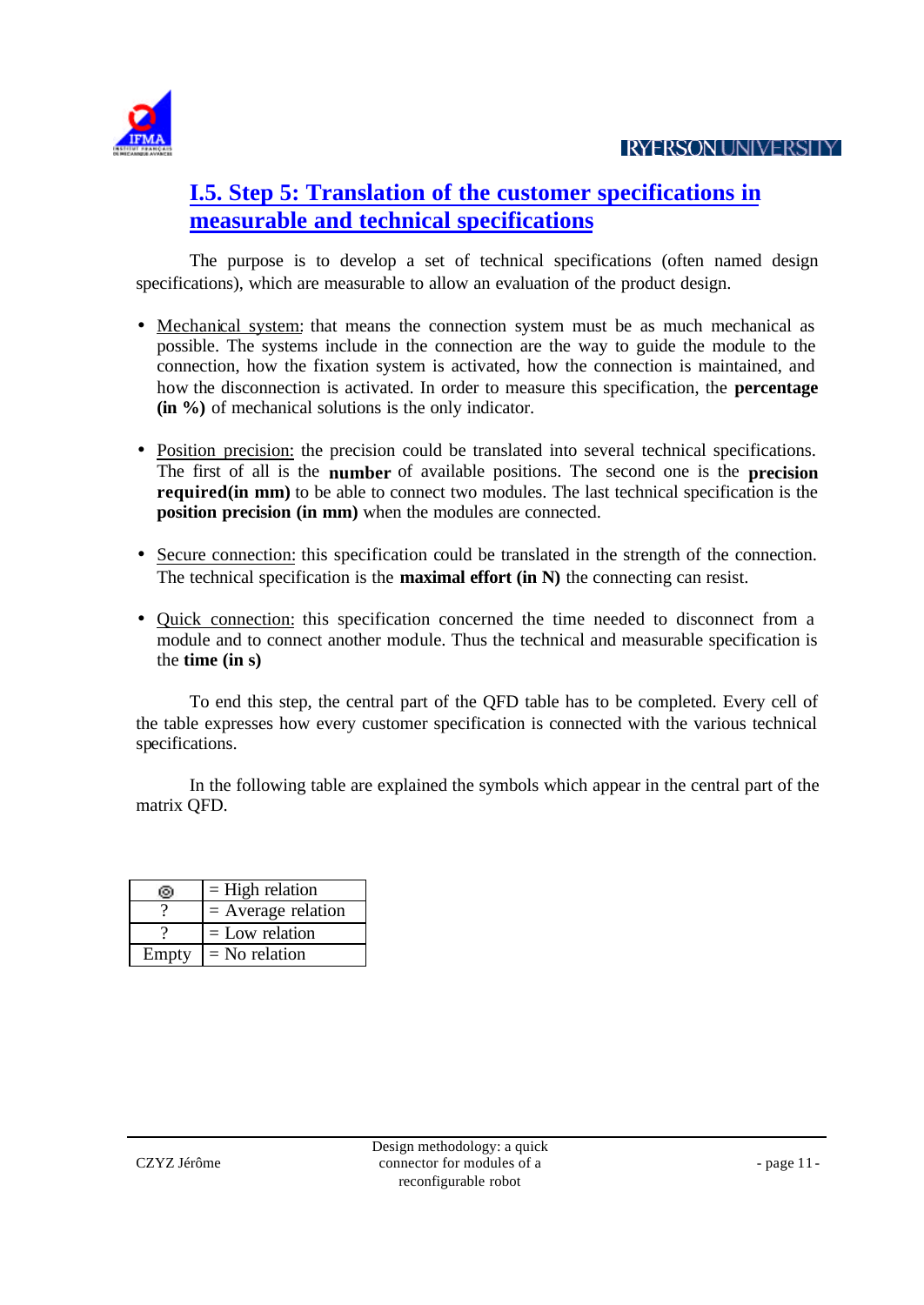## I.5. Step 5: Translation of the customer specifications in measurable and technical specifications

The purpose is to develop a set of technical specifications (often named design specifications), which are measurable to allow an evaluation of the product design.

- Mechanical system: that means the connection system must be as much mechanical as possible. The systems include in the connection are the way to guide the module to the connection, how the fixation system is activated, how the connection is maintained, and how the disconnection is activated. In order to measure this specification, the **percentage (in %)** of mechanical solutions is the only indicator.

- Position precision: the precision could be translated into several technical specifications. The first of all is the **number** of available positions. The second one is the **precision required(in mm)** to be able to connect two modules. The last technical specification is the **position precision (in mm)** when the modules are connected.

- Secure connection: this specification could be translated in the strength of the connection. The technical specification is the **maximal effort (in N)** the connecting can resist.

- Quick connection: this specification concerned the time needed to disconnect from a module and to connect another module. Thus the technical and measurable specification is the **time (in s)**

To end this step, the central part of the QFD table has to be completed. Every cell of the table expresses how every customer specification is connected with the various technical specifications.

In the following table are explained the symbols which appear in the central part of the matrix QFD.

| | |
|---|---|
| ◎ | = High relation |
| ? | = Average relation |
| ? | = Low relation |
| Empty | = No relation |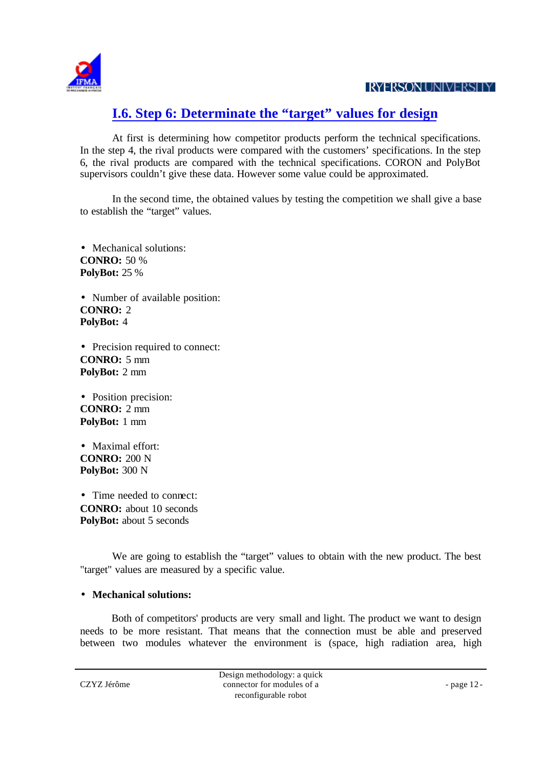## I.6. Step 6: Determinate the “target” values for design

At first is determining how competitor products perform the technical specifications. In the step 4, the rival products were compared with the customers’ specifications. In the step 6, the rival products are compared with the technical specifications. CORON and PolyBot supervisors couldn’t give these data. However some value could be approximated.

In the second time, the obtained values by testing the competition we shall give a base to establish the “target” values.

- Mechanical solutions:

**CONRO:** 50 %
**PolyBot:** 25 %

- Number of available position:

**CONRO:** 2
**PolyBot:** 4

- Precision required to connect:

**CONRO:** 5 mm
**PolyBot:** 2 mm

- Position precision:

**CONRO:** 2 mm
**PolyBot:** 1 mm

- Maximal effort:

**CONRO:** 200 N
**PolyBot:** 300 N

- Time needed to connect:

**CONRO:** about 10 seconds
**PolyBot:** about 5 seconds

We are going to establish the “target” values to obtain with the new product. The best "target" values are measured by a specific value.

- **Mechanical solutions:**

Both of competitors' products are very small and light. The product we want to design needs to be more resistant. That means that the connection must be able and preserved between two modules whatever the environment is (space, high radiation area, high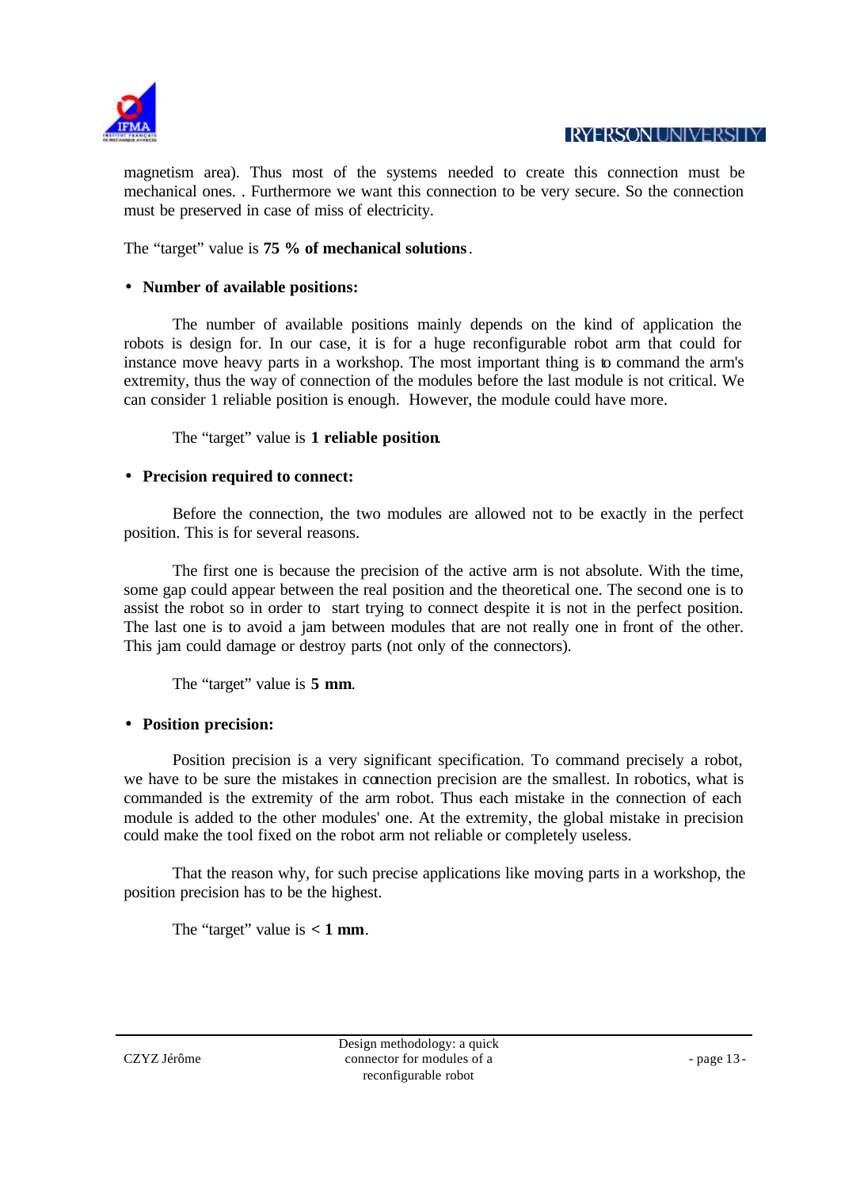magnetism area). Thus most of the systems needed to create this connection must be mechanical ones. . Furthermore we want this connection to be very secure. So the connection must be preserved in case of miss of electricity.

The "target" value is **75 % of mechanical solutions**.

- **Number of available positions:**

The number of available positions mainly depends on the kind of application the robots is design for. In our case, it is for a huge reconfigurable robot arm that could for instance move heavy parts in a workshop. The most important thing is to command the arm's extremity, thus the way of connection of the modules before the last module is not critical. We can consider 1 reliable position is enough. However, the module could have more.

The "target" value is **1 reliable position**.

- **Precision required to connect:**

Before the connection, the two modules are allowed not to be exactly in the perfect position. This is for several reasons.

The first one is because the precision of the active arm is not absolute. With the time, some gap could appear between the real position and the theoretical one. The second one is to assist the robot so in order to start trying to connect despite it is not in the perfect position. The last one is to avoid a jam between modules that are not really one in front of the other. This jam could damage or destroy parts (not only of the connectors).

The "target" value is **5 mm**.

- **Position precision:**

Position precision is a very significant specification. To command precisely a robot, we have to be sure the mistakes in connection precision are the smallest. In robotics, what is commanded is the extremity of the arm robot. Thus each mistake in the connection of each module is added to the other modules' one. At the extremity, the global mistake in precision could make the tool fixed on the robot arm not reliable or completely useless.

That the reason why, for such precise applications like moving parts in a workshop, the position precision has to be the highest.

The "target" value is **< 1 mm**.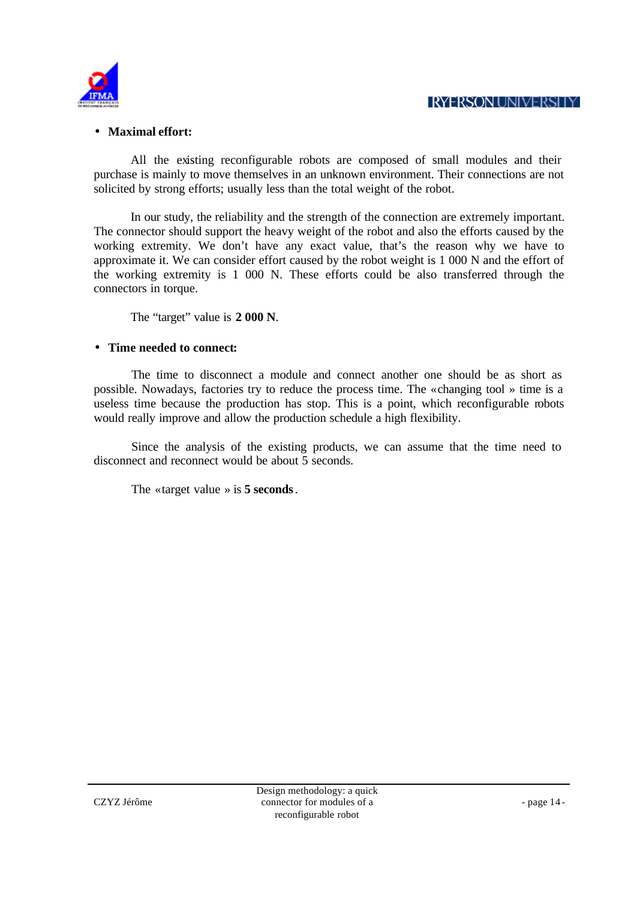- **Maximal effort:**

All the existing reconfigurable robots are composed of small modules and their purchase is mainly to move themselves in an unknown environment. Their connections are not solicited by strong efforts; usually less than the total weight of the robot.

In our study, the reliability and the strength of the connection are extremely important. The connector should support the heavy weight of the robot and also the efforts caused by the working extremity. We don't have any exact value, that's the reason why we have to approximate it. We can consider effort caused by the robot weight is 1 000 N and the effort of the working extremity is 1 000 N. These efforts could be also transferred through the connectors in torque.

The "target" value is **2 000 N**.

- **Time needed to connect:**

The time to disconnect a module and connect another one should be as short as possible. Nowadays, factories try to reduce the process time. The «changing tool » time is a useless time because the production has stop. This is a point, which reconfigurable robots would really improve and allow the production schedule a high flexibility.

Since the analysis of the existing products, we can assume that the time need to disconnect and reconnect would be about 5 seconds.

The «target value » is **5 seconds**.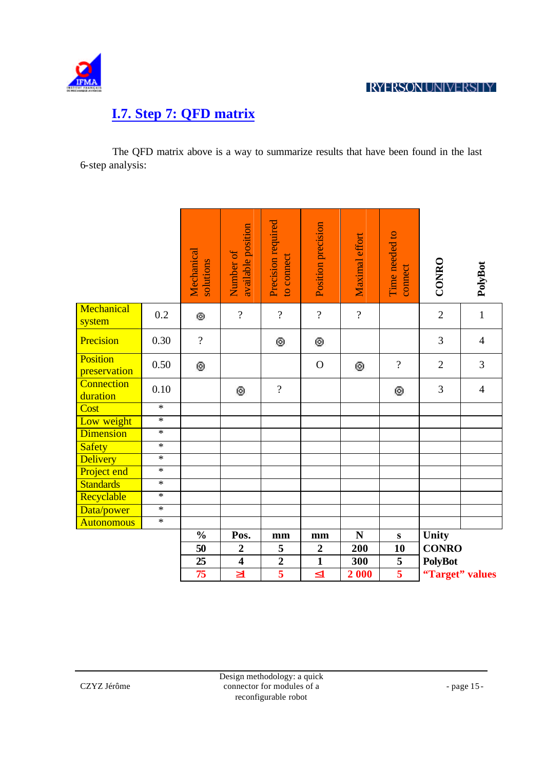## I.7. Step 7: QFD matrix

The QFD matrix above is a way to summarize results that have been found in the last 6-step analysis:

| | | Mechanical solutions | Number of available position | Precision required to connect | Position precision | Maximal effort | Time needed to connect | CONRO | PolyBot |
|---|---|---|---|---|---|---|---|---|---|
| Mechanical system | 0.2 | ◎ | ? | ? | ? | ? | | 2 | 1 |
| Precision | 0.30 | ? | | ◎ | ◎ | | | 3 | 4 |
| Position preservation | 0.50 | ◎ | | | O | ◎ | ? | 2 | 3 |
| Connection duration | 0.10 | | ◎ | ? | | | ◎ | 3 | 4 |
| Cost | * | | | | | | | | |
| Low weight | * | | | | | | | | |
| Dimension | * | | | | | | | | |
| Safety | * | | | | | | | | |
| Delivery | * | | | | | | | | |
| Project end | * | | | | | | | | |
| Standards | * | | | | | | | | |
| Recyclable | * | | | | | | | | |
| Data/power | * | | | | | | | | |
| Autonomous | * | | | | | | | | |
| | | **%** | **Pos.** | **mm** | **mm** | **N** | **s** | **Unity** | |
| | | **50** | **2** | **5** | **2** | **200** | **10** | **CONRO** | |
| | | **25** | **4** | **2** | **1** | **300** | **5** | **PolyBot** | |
| | | **75** | **≥1** | **5** | **≤1** | **2 000** | **5** | **“Target” values** | |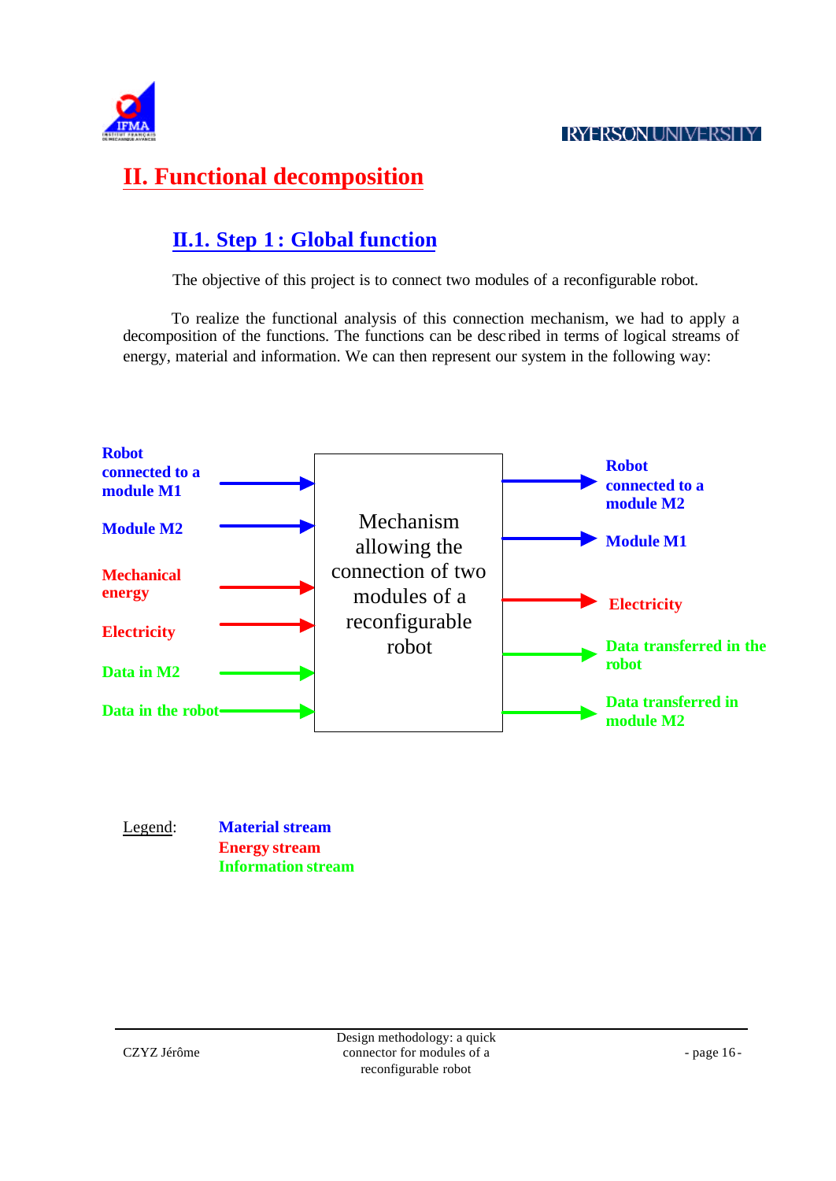# II. Functional decomposition

## II.1. Step 1 : Global function

The objective of this project is to connect two modules of a reconfigurable robot.

To realize the functional analysis of this connection mechanism, we had to apply a decomposition of the functions. The functions can be described in terms of logical streams of energy, material and information. We can then represent our system in the following way:

Robot connected to a module M1

Module M2

Mechanical energy

Electricity

Data in M2

Data in the robot

Mechanism allowing the connection of two modules of a reconfigurable robot

Robot connected to a module M2

Module M1

Electricity

Data transferred in the robot

Data transferred in module M2

Legend: Material stream
Energy stream
Information stream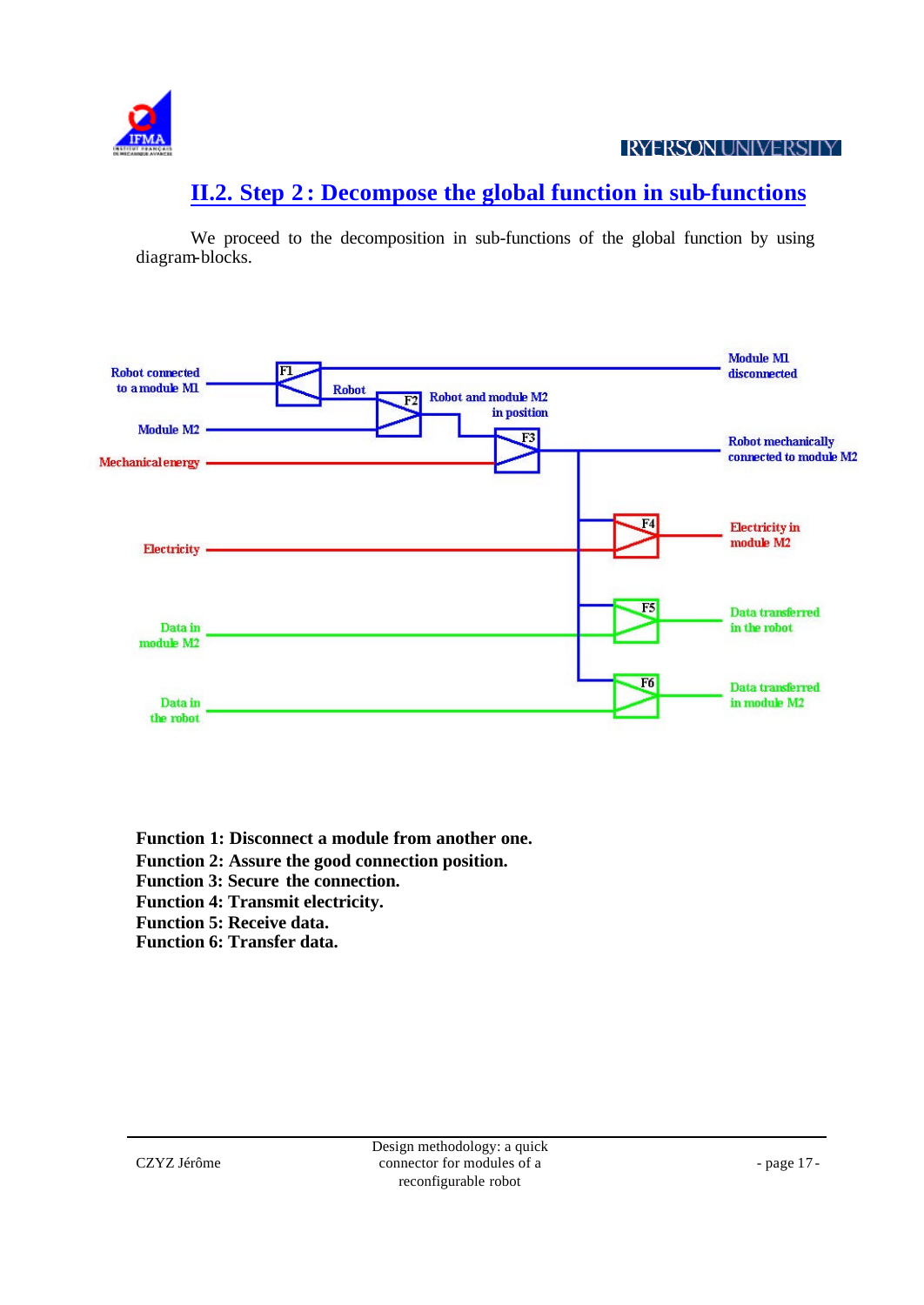## II.2. Step 2 : Decompose the global function in sub-functions

We proceed to the decomposition in sub-functions of the global function by using diagram-blocks.

Robot connected to a module M1
Module M2
Mechanical energy
Electricity
Data in module M2
Data in the robot
F1
Robot
F2
Robot and module M2 in position
F3
F4
F5
F6
Module M1 disconnected
Robot mechanically connected to module M2
Electricity in module M2
Data transferred in the robot
Data transferred in module M2

**Function 1: Disconnect a module from another one.**
**Function 2: Assure the good connection position.**
**Function 3: Secure the connection.**
**Function 4: Transmit electricity.**
**Function 5: Receive data.**
**Function 6: Transfer data.**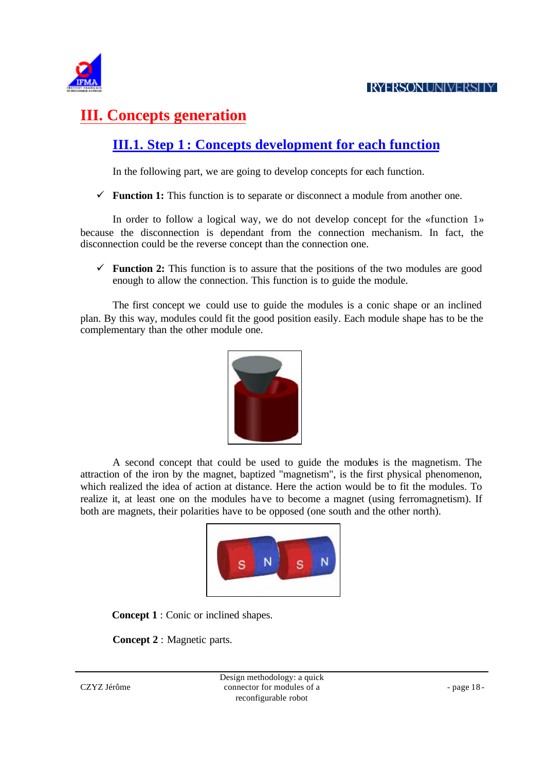# III. Concepts generation

## III.1. Step 1 : Concepts development for each function

In the following part, we are going to develop concepts for each function.

- ✓ **Function 1:** This function is to separate or disconnect a module from another one.

In order to follow a logical way, we do not develop concept for the «function 1» because the disconnection is dependant from the connection mechanism. In fact, the disconnection could be the reverse concept than the connection one.

- ✓ **Function 2:** This function is to assure that the positions of the two modules are good enough to allow the connection. This function is to guide the module.

The first concept we could use to guide the modules is a conic shape or an inclined plan. By this way, modules could fit the good position easily. Each module shape has to be the complementary than the other module one.

A second concept that could be used to guide the modules is the magnetism. The attraction of the iron by the magnet, baptized "magnetism", is the first physical phenomenon, which realized the idea of action at distance. Here the action would be to fit the modules. To realize it, at least one on the modules have to become a magnet (using ferromagnetism). If both are magnets, their polarities have to be opposed (one south and the other north).

S N S N

**Concept 1** : Conic or inclined shapes.

**Concept 2** : Magnetic parts.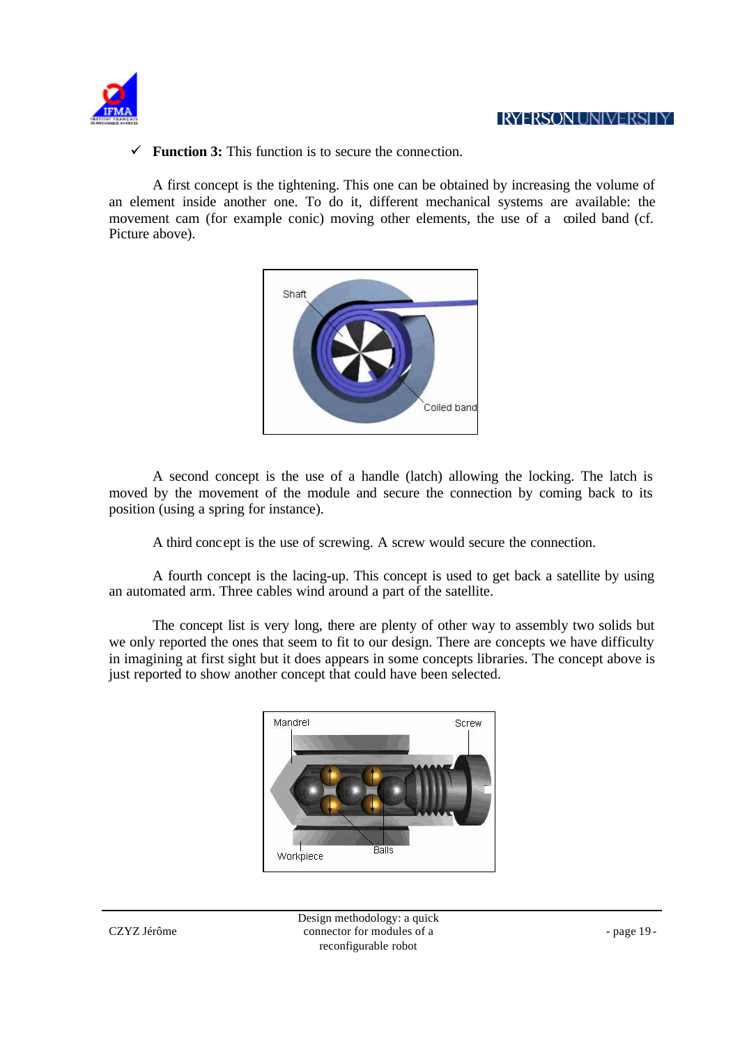- **Function 3:** This function is to secure the connection.

A first concept is the tightening. This one can be obtained by increasing the volume of an element inside another one. To do it, different mechanical systems are available: the movement cam (for example conic) moving other elements, the use of a coiled band (cf. Picture above).

A second concept is the use of a handle (latch) allowing the locking. The latch is moved by the movement of the module and secure the connection by coming back to its position (using a spring for instance).

A third concept is the use of screwing. A screw would secure the connection.

A fourth concept is the lacing-up. This concept is used to get back a satellite by using an automated arm. Three cables wind around a part of the satellite.

The concept list is very long, there are plenty of other way to assembly two solids but we only reported the ones that seem to fit to our design. There are concepts we have difficulty in imagining at first sight but it does appears in some concepts libraries. The concept above is just reported to show another concept that could have been selected.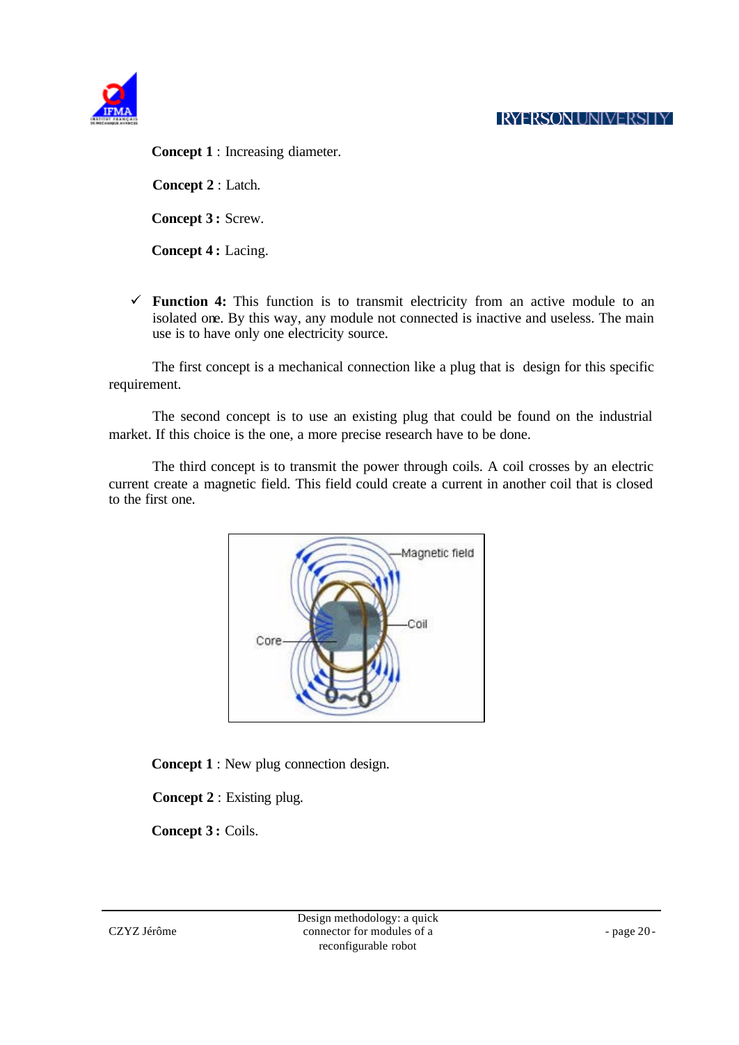**Concept 1** : Increasing diameter.

**Concept 2** : Latch.

**Concept 3 :** Screw.

**Concept 4 :** Lacing.

- ✓ **Function 4:** This function is to transmit electricity from an active module to an isolated one. By this way, any module not connected is inactive and useless. The main use is to have only one electricity source.

The first concept is a mechanical connection like a plug that is design for this specific requirement.

The second concept is to use an existing plug that could be found on the industrial market. If this choice is the one, a more precise research have to be done.

The third concept is to transmit the power through coils. A coil crosses by an electric current create a magnetic field. This field could create a current in another coil that is closed to the first one.

Magnetic field

Coil

Core

**Concept 1** : New plug connection design.

**Concept 2** : Existing plug.

**Concept 3 :** Coils.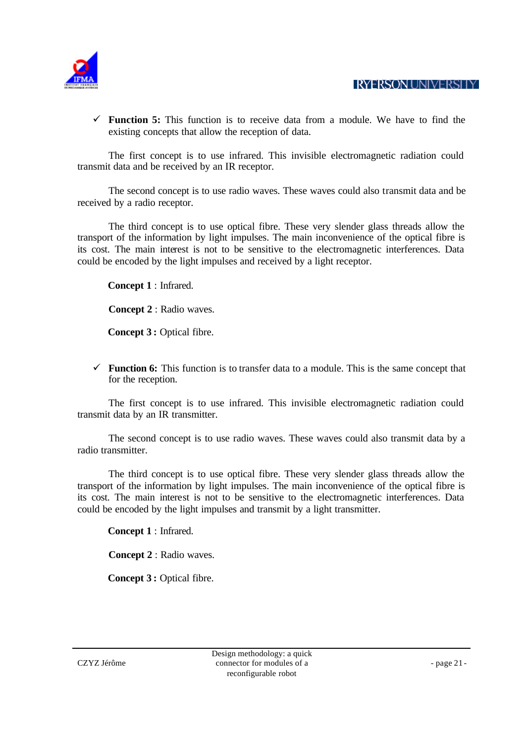- ✓ **Function 5:** This function is to receive data from a module. We have to find the existing concepts that allow the reception of data.

The first concept is to use infrared. This invisible electromagnetic radiation could transmit data and be received by an IR receptor.

The second concept is to use radio waves. These waves could also transmit data and be received by a radio receptor.

The third concept is to use optical fibre. These very slender glass threads allow the transport of the information by light impulses. The main inconvenience of the optical fibre is its cost. The main interest is not to be sensitive to the electromagnetic interferences. Data could be encoded by the light impulses and received by a light receptor.

**Concept 1** : Infrared.

**Concept 2** : Radio waves.

**Concept 3 :** Optical fibre.

- ✓ **Function 6:** This function is to transfer data to a module. This is the same concept that for the reception.

The first concept is to use infrared. This invisible electromagnetic radiation could transmit data by an IR transmitter.

The second concept is to use radio waves. These waves could also transmit data by a radio transmitter.

The third concept is to use optical fibre. These very slender glass threads allow the transport of the information by light impulses. The main inconvenience of the optical fibre is its cost. The main interest is not to be sensitive to the electromagnetic interferences. Data could be encoded by the light impulses and transmit by a light transmitter.

**Concept 1** : Infrared.

**Concept 2** : Radio waves.

**Concept 3 :** Optical fibre.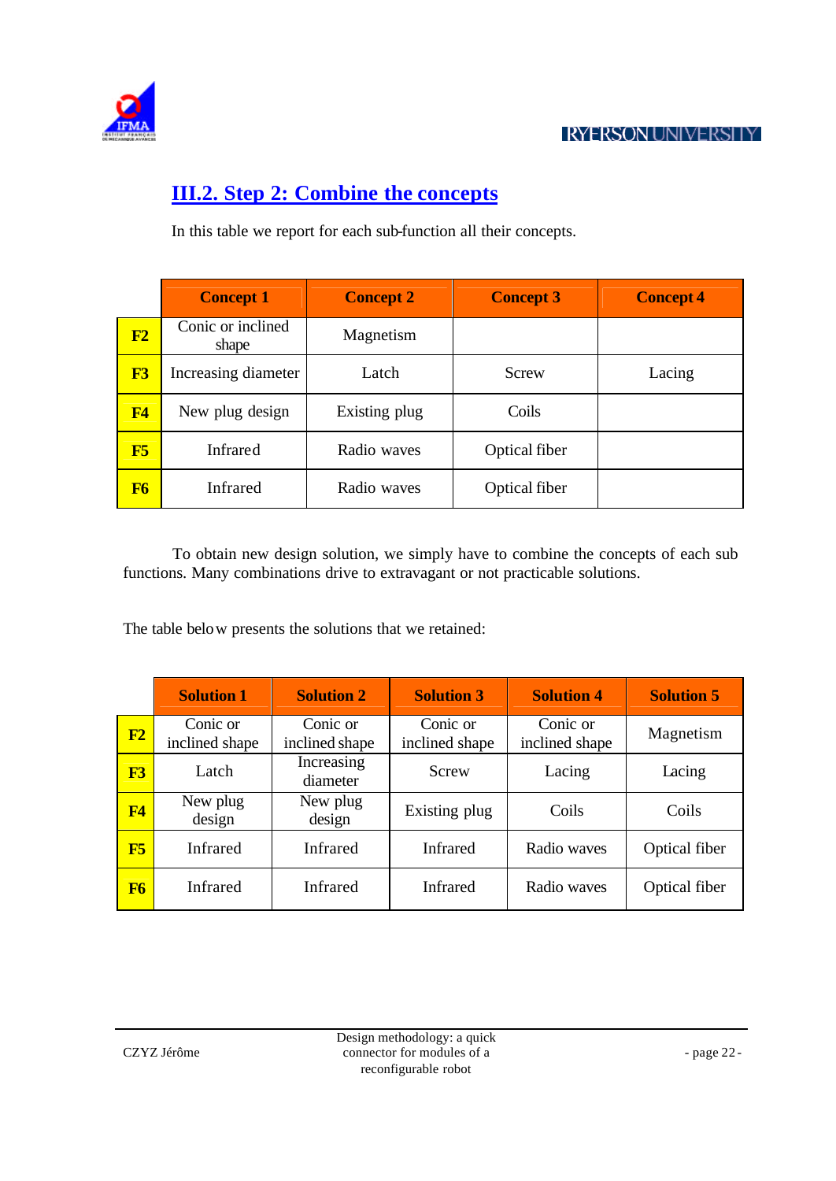## III.2. Step 2: Combine the concepts

In this table we report for each sub-function all their concepts.

| | Concept 1 | Concept 2 | Concept 3 | Concept 4 |
|---|---|---|---|---|
| **F2** | Conic or inclined shape | Magnetism | | |
| **F3** | Increasing diameter | Latch | Screw | Lacing |
| **F4** | New plug design | Existing plug | Coils | |
| **F5** | Infrared | Radio waves | Optical fiber | |
| **F6** | Infrared | Radio waves | Optical fiber | |

To obtain new design solution, we simply have to combine the concepts of each sub functions. Many combinations drive to extravagant or not practicable solutions.

The table below presents the solutions that we retained:

| | Solution 1 | Solution 2 | Solution 3 | Solution 4 | Solution 5 |
|---|---|---|---|---|---|
| **F2** | Conic or inclined shape | Conic or inclined shape | Conic or inclined shape | Conic or inclined shape | Magnetism |
| **F3** | Latch | Increasing diameter | Screw | Lacing | Lacing |
| **F4** | New plug design | New plug design | Existing plug | Coils | Coils |
| **F5** | Infrared | Infrared | Infrared | Radio waves | Optical fiber |
| **F6** | Infrared | Infrared | Infrared | Radio waves | Optical fiber |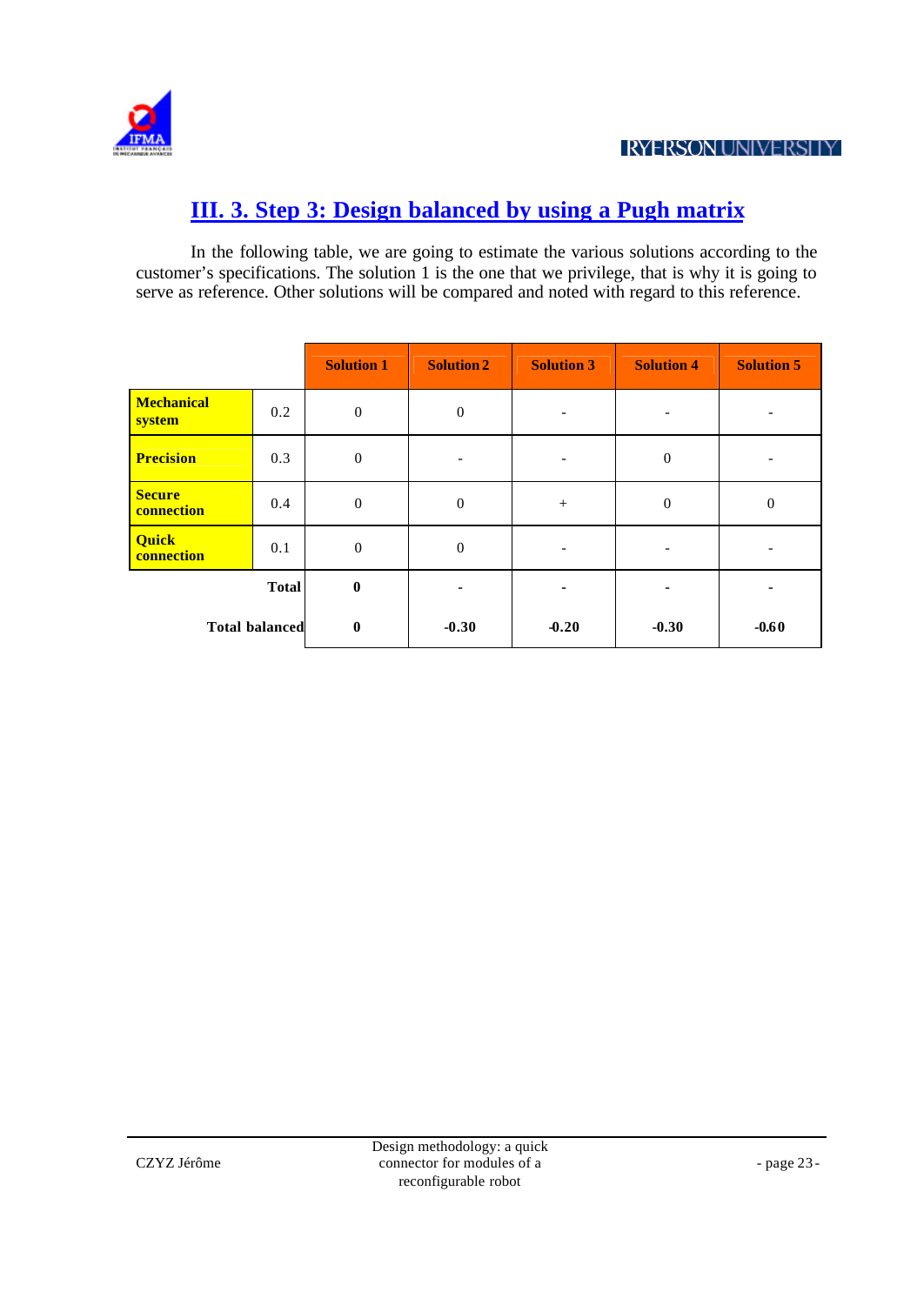## III. 3. Step 3: Design balanced by using a Pugh matrix

In the following table, we are going to estimate the various solutions according to the customer's specifications. The solution 1 is the one that we privilege, that is why it is going to serve as reference. Other solutions will be compared and noted with regard to this reference.

| | | Solution 1 | Solution 2 | Solution 3 | Solution 4 | Solution 5 |
|---|---|---|---|---|---|---|
| **Mechanical system** | 0.2 | 0 | 0 | - | - | - |
| **Precision** | 0.3 | 0 | - | - | 0 | - |
| **Secure connection** | 0.4 | 0 | 0 | + | 0 | 0 |
| **Quick connection** | 0.1 | 0 | 0 | - | - | - |
| | **Total** | **0** | **-** | **-** | **-** | **-** |
| | **Total balanced** | **0** | **-0.30** | **-0.20** | **-0.30** | **-0.60** |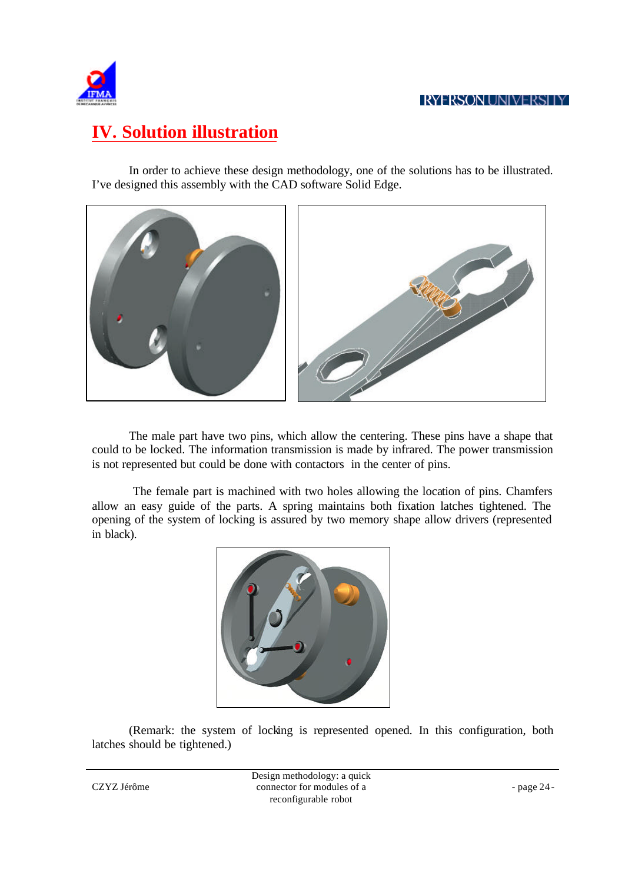# IV. Solution illustration

In order to achieve these design methodology, one of the solutions has to be illustrated. I've designed this assembly with the CAD software Solid Edge.

The male part have two pins, which allow the centering. These pins have a shape that could to be locked. The information transmission is made by infrared. The power transmission is not represented but could be done with contactors in the center of pins.

The female part is machined with two holes allowing the location of pins. Chamfers allow an easy guide of the parts. A spring maintains both fixation latches tightened. The opening of the system of locking is assured by two memory shape allow drivers (represented in black).

(Remark: the system of locking is represented opened. In this configuration, both latches should be tightened.)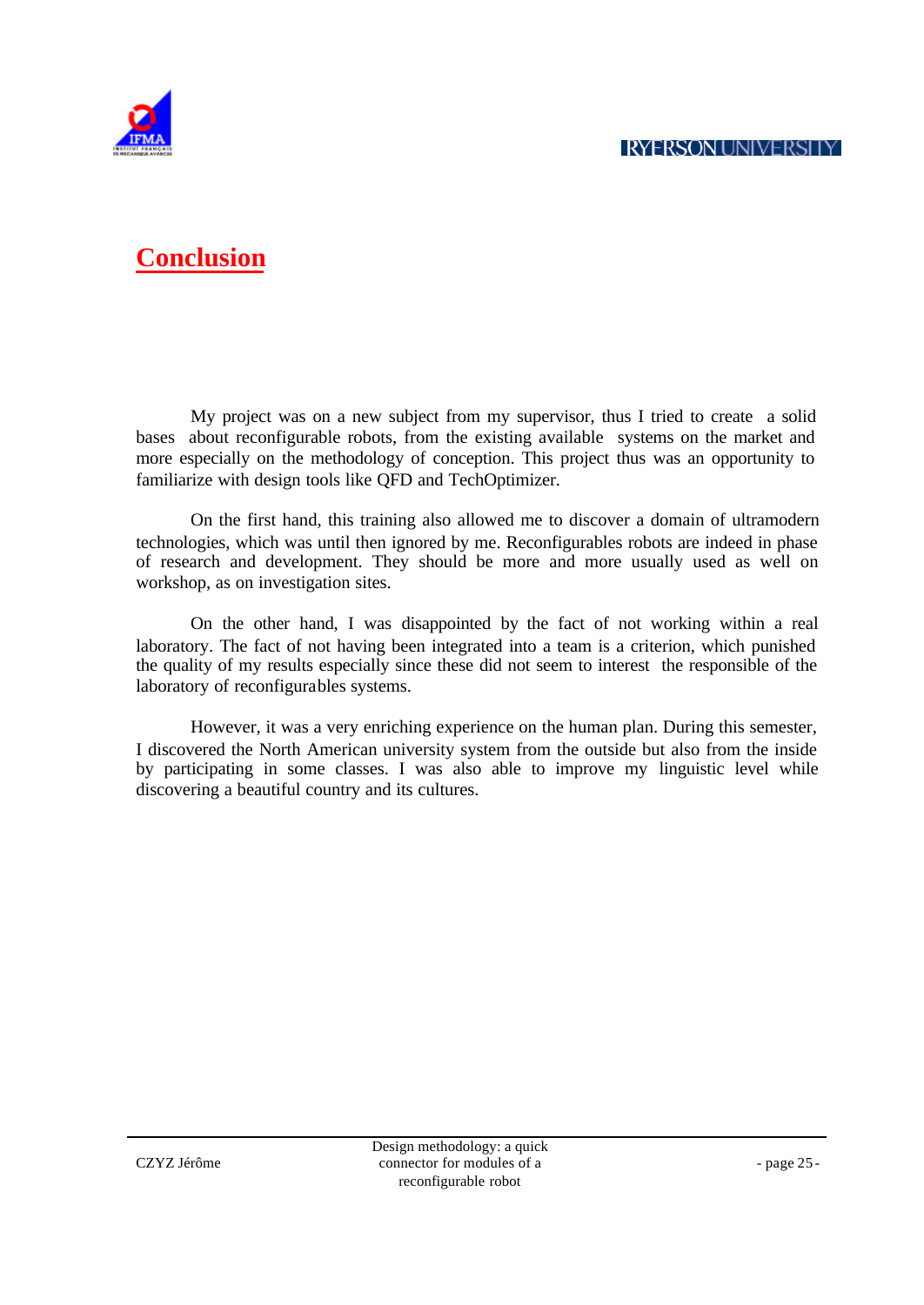# Conclusion

My project was on a new subject from my supervisor, thus I tried to create a solid bases about reconfigurable robots, from the existing available systems on the market and more especially on the methodology of conception. This project thus was an opportunity to familiarize with design tools like QFD and TechOptimizer.

On the first hand, this training also allowed me to discover a domain of ultramodern technologies, which was until then ignored by me. Reconfigurables robots are indeed in phase of research and development. They should be more and more usually used as well on workshop, as on investigation sites.

On the other hand, I was disappointed by the fact of not working within a real laboratory. The fact of not having been integrated into a team is a criterion, which punished the quality of my results especially since these did not seem to interest the responsible of the laboratory of reconfigurables systems.

However, it was a very enriching experience on the human plan. During this semester, I discovered the North American university system from the outside but also from the inside by participating in some classes. I was also able to improve my linguistic level while discovering a beautiful country and its cultures.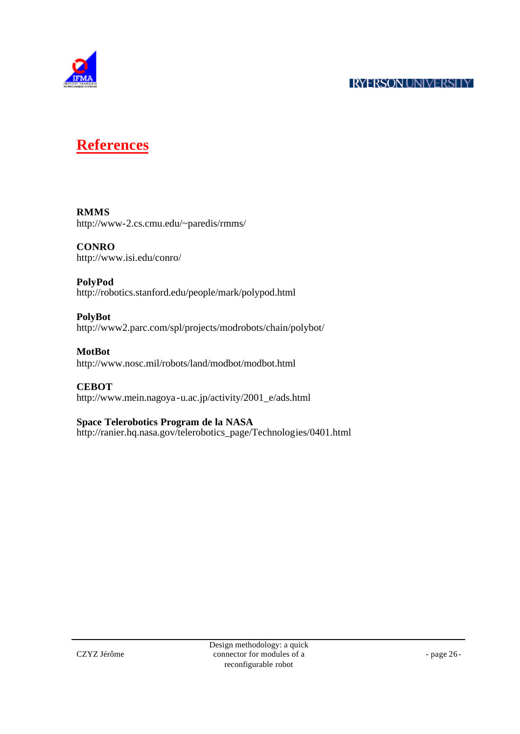# References

**RMMS**
http://www-2.cs.cmu.edu/~paredis/rmms/

**CONRO**
http://www.isi.edu/conro/

**PolyPod**
http://robotics.stanford.edu/people/mark/polypod.html

**PolyBot**
http://www2.parc.com/spl/projects/modrobots/chain/polybot/

**MotBot**
http://www.nosc.mil/robots/land/modbot/modbot.html

**CEBOT**
http://www.mein.nagoya-u.ac.jp/activity/2001_e/ads.html

**Space Telerobotics Program de la NASA**
http://ranier.hq.nasa.gov/telerobotics_page/Technologies/0401.html